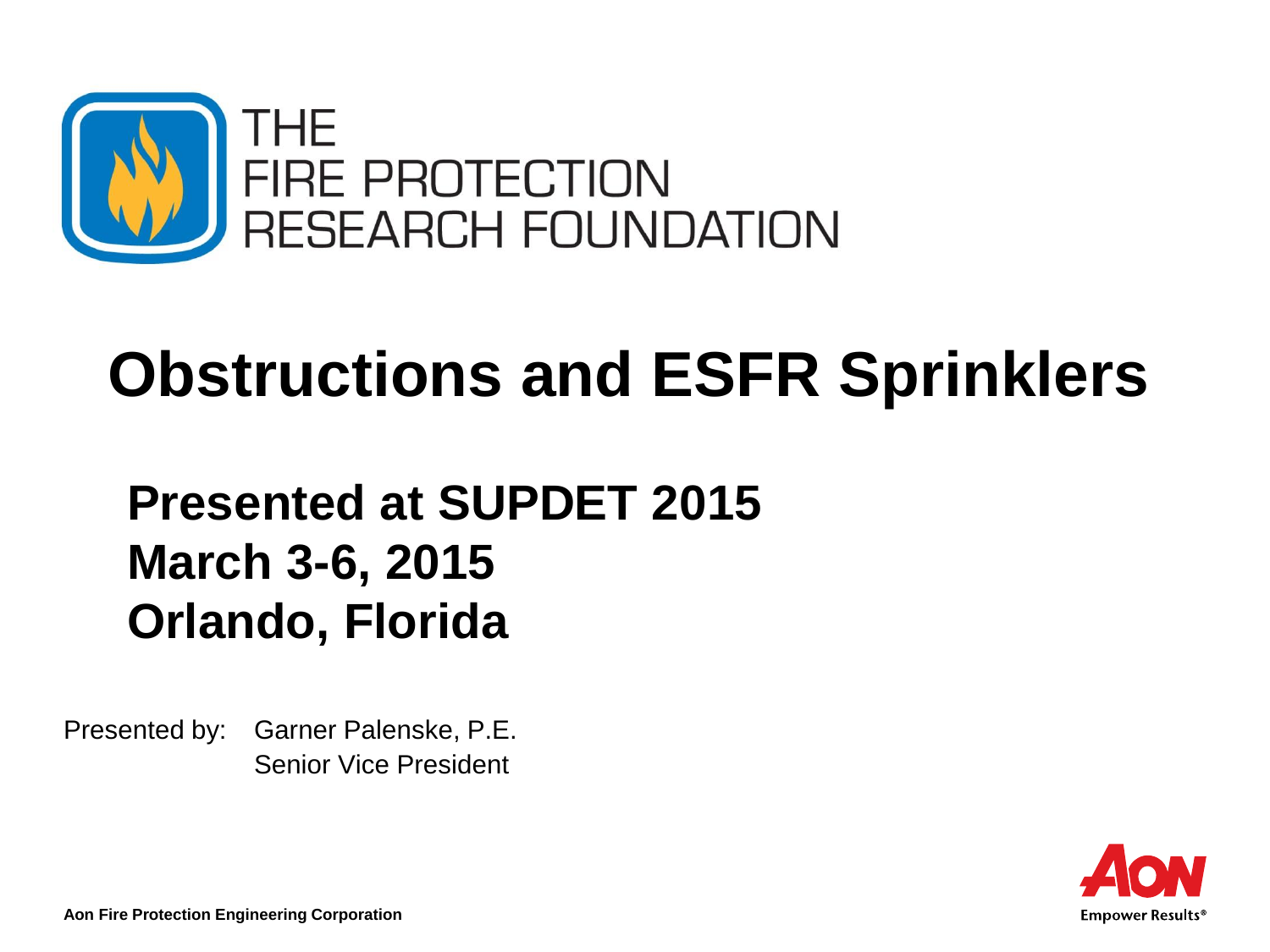THE FIRE PROTECTION RESEARCH FOUNDATION

# Obstructions and ESFR Sprinklers

## Presented at SUPDET 2015
## March 3-6, 2015
## Orlando, Florida

Presented by: Garner Palenske, P.E.
Senior Vice President

**Aon Fire Protection Engineering Corporation**

AON
Empower Results®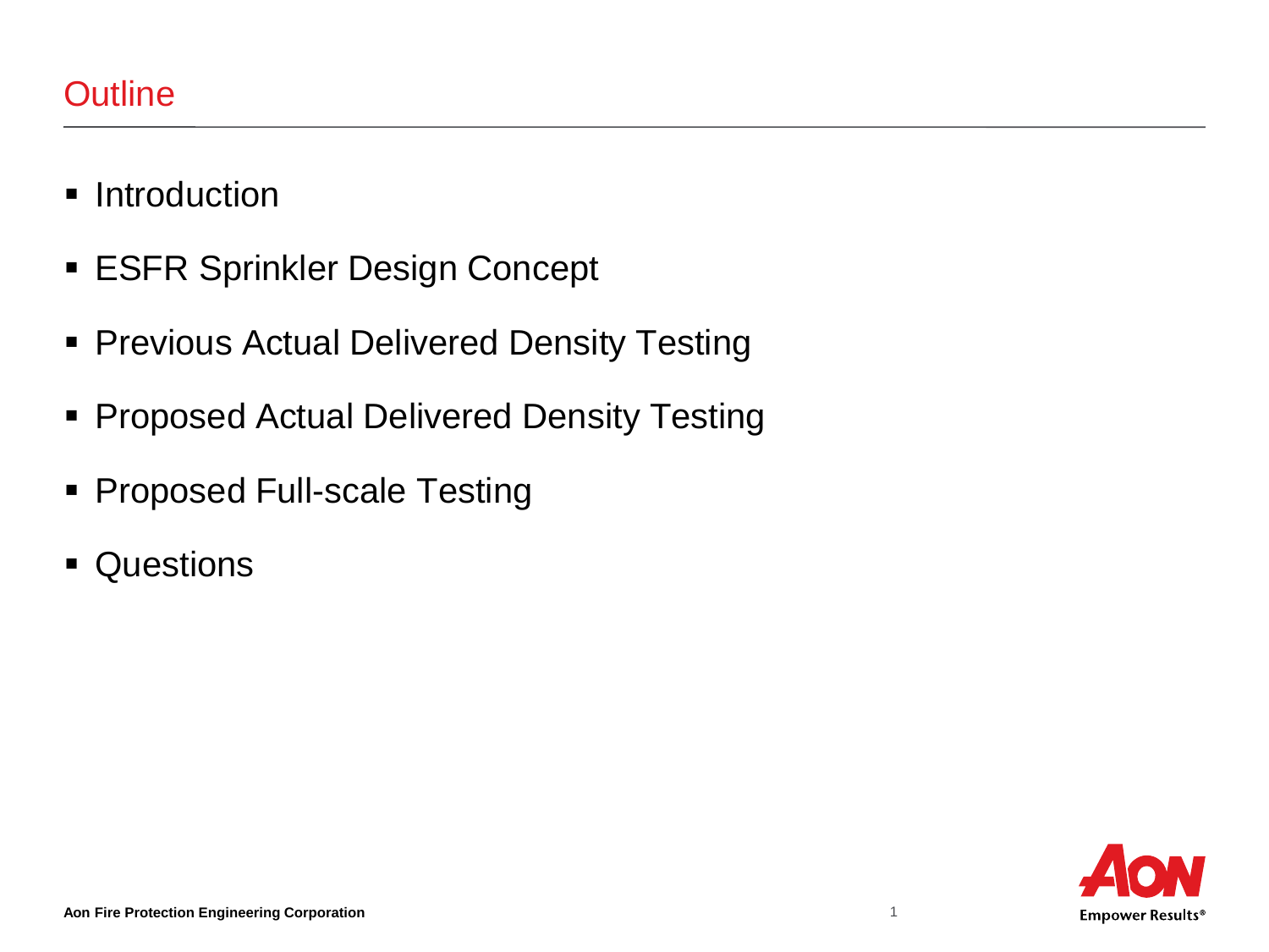# Outline

- Introduction
- ESFR Sprinkler Design Concept
- Previous Actual Delivered Density Testing
- Proposed Actual Delivered Density Testing
- Proposed Full-scale Testing
- Questions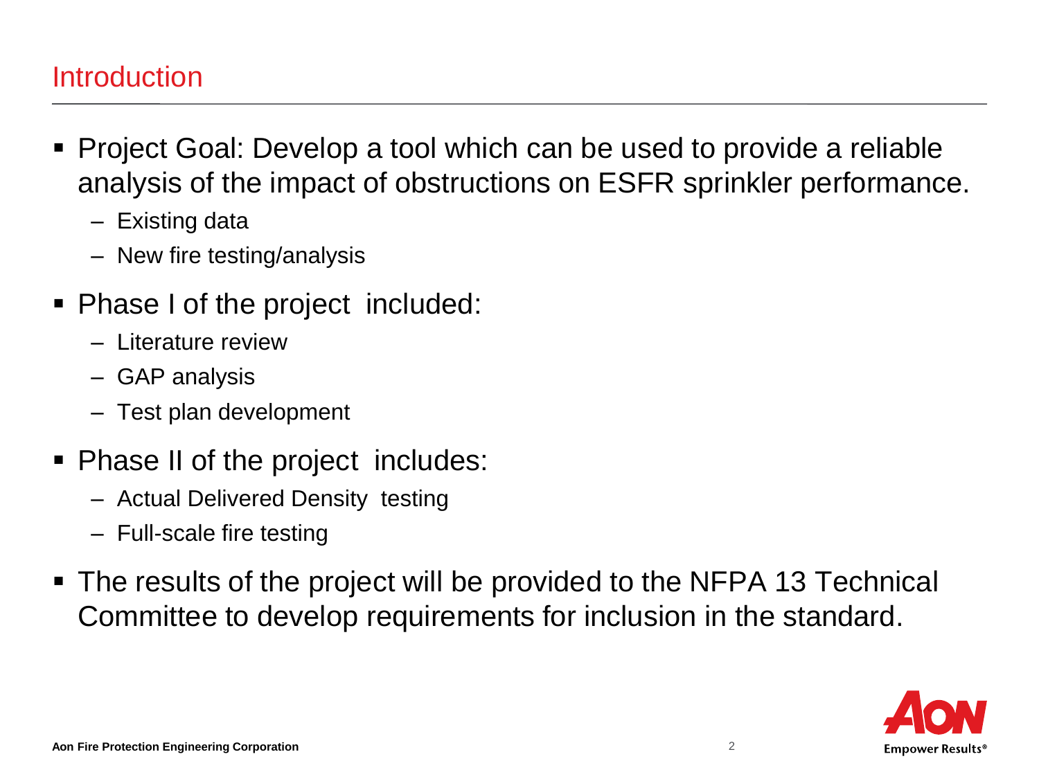## Introduction

- Project Goal: Develop a tool which can be used to provide a reliable analysis of the impact of obstructions on ESFR sprinkler performance.
  - Existing data
  - New fire testing/analysis
- Phase I of the project included:
  - Literature review
  - GAP analysis
  - Test plan development
- Phase II of the project includes:
  - Actual Delivered Density testing
  - Full-scale fire testing
- The results of the project will be provided to the NFPA 13 Technical Committee to develop requirements for inclusion in the standard.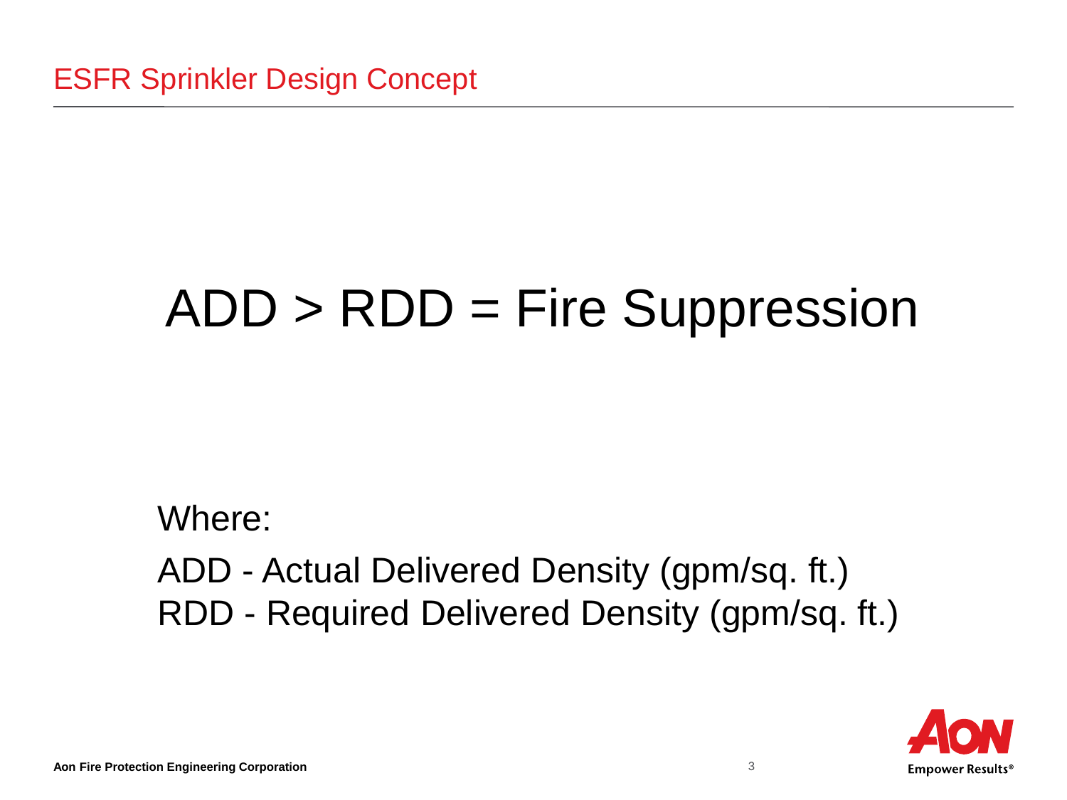# ESFR Sprinkler Design Concept

$$ADD > RDD = \text{Fire Suppression}$$

Where:

ADD - Actual Delivered Density (gpm/sq. ft.)
RDD - Required Delivered Density (gpm/sq. ft.)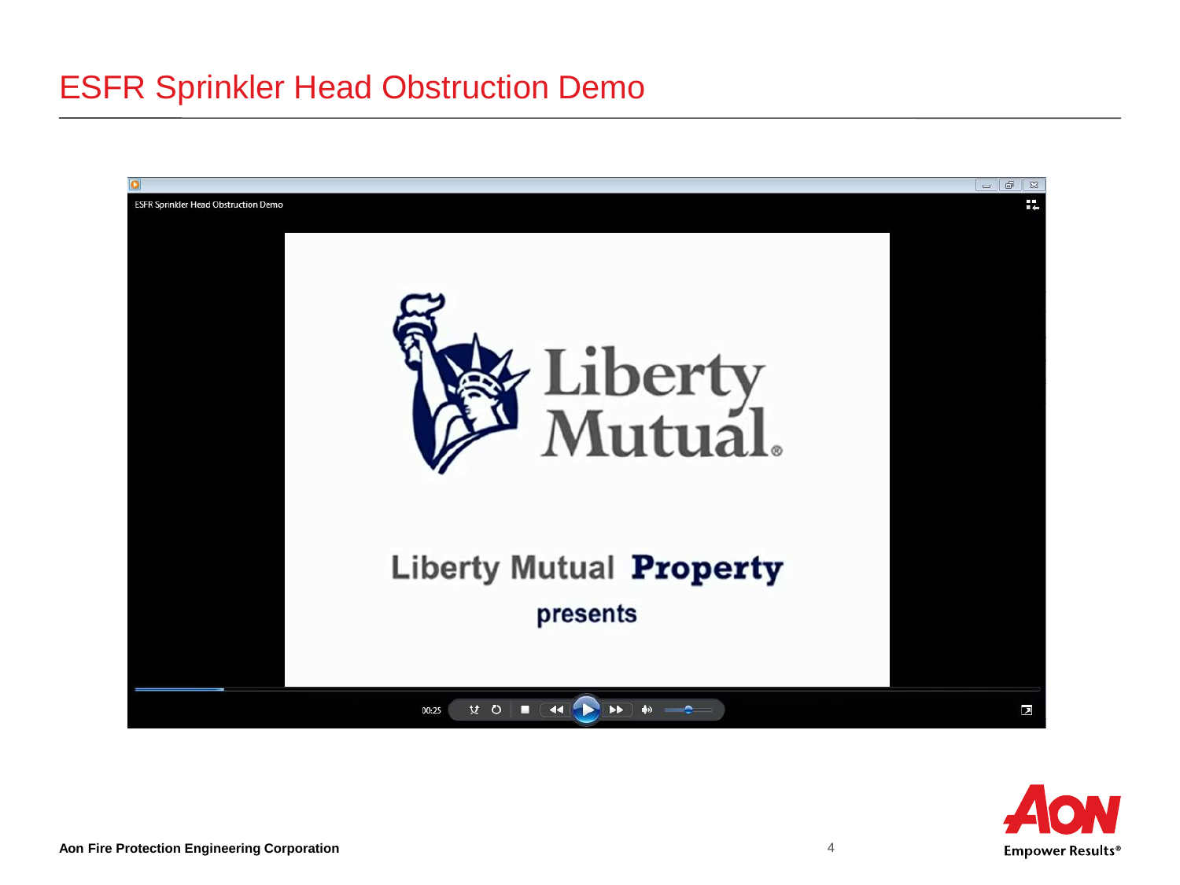# ESFR Sprinkler Head Obstruction Demo

ESFR Sprinkler Head Obstruction Demo

Liberty Mutual

Liberty Mutual **Property**

presents

00:25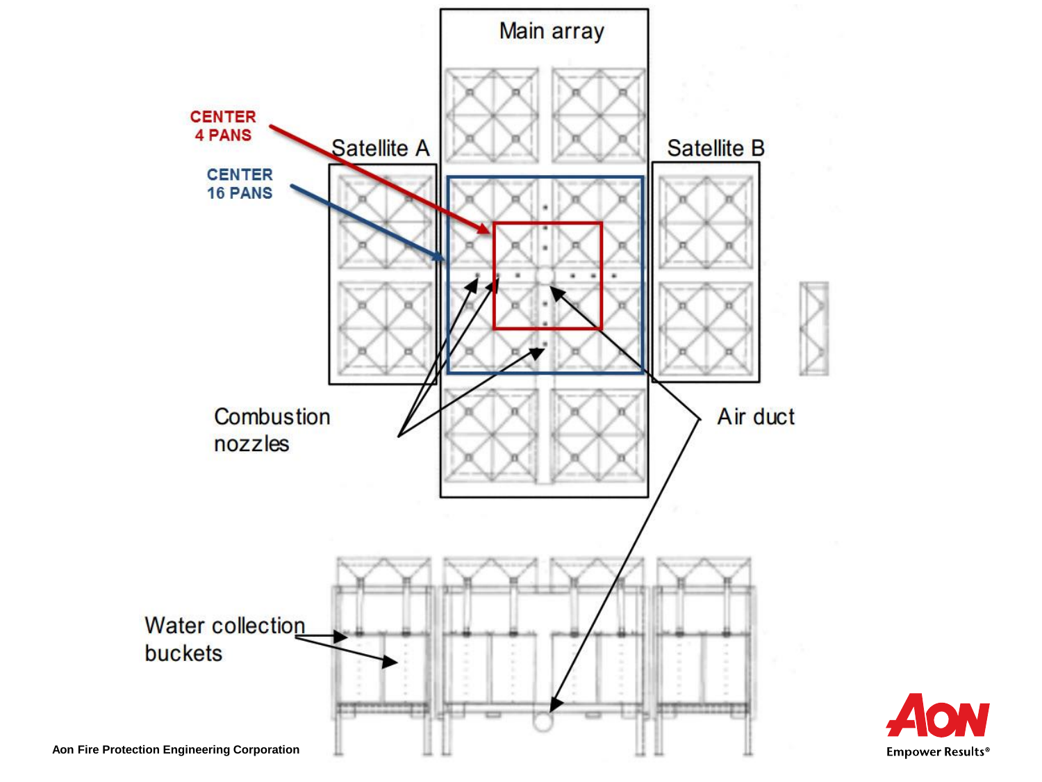Main array

CENTER
4 PANS

CENTER
16 PANS

Satellite A

Satellite B

Combustion
nozzles

Air duct

Water collection
buckets

Aon Fire Protection Engineering Corporation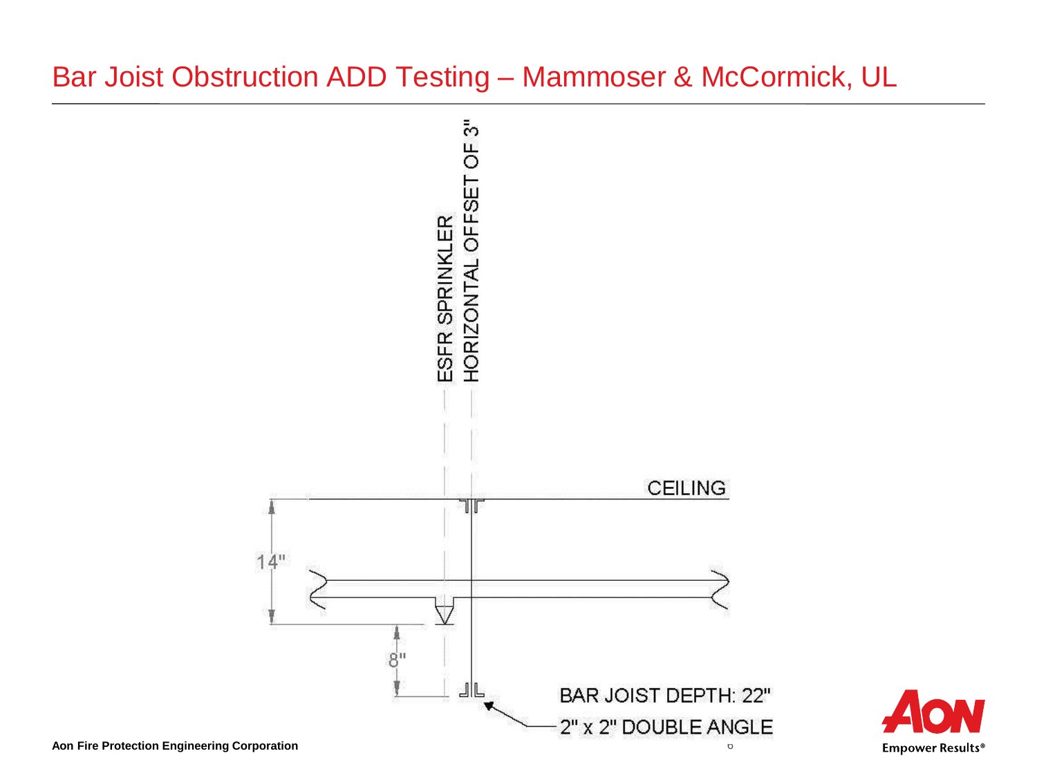# Bar Joist Obstruction ADD Testing – Mammoser & McCormick, UL

ESFR SPRINKLER

HORIZONTAL OFFSET OF 3"

CEILING

14"

8"

BAR JOIST DEPTH: 22"

2" x 2" DOUBLE ANGLE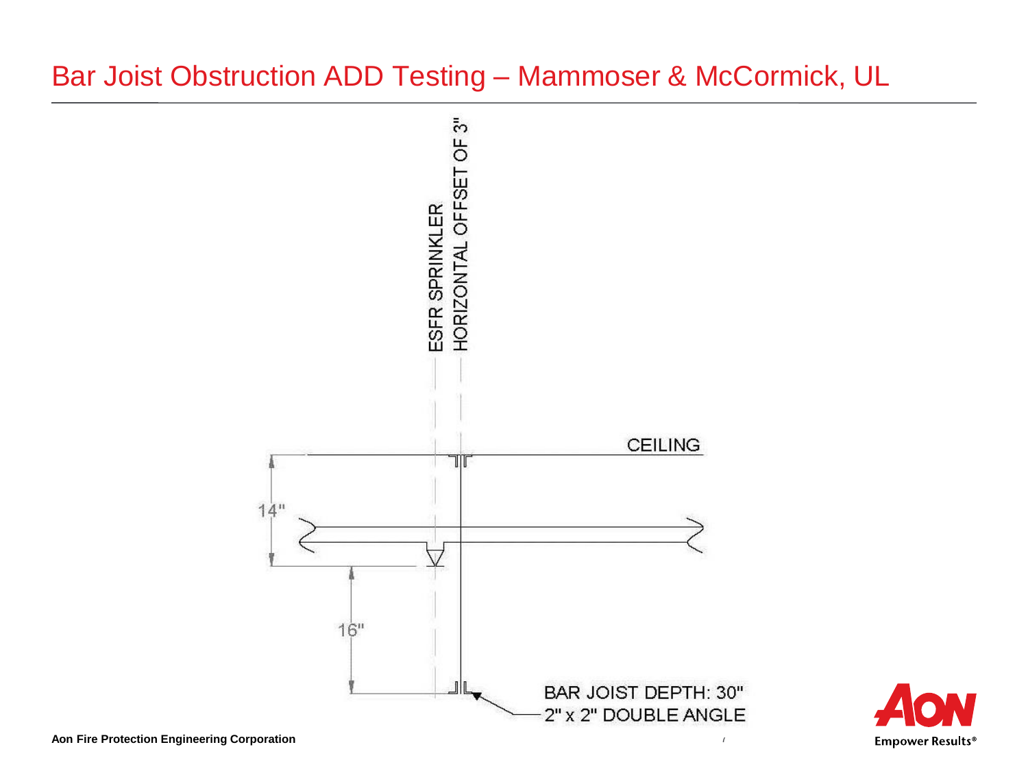# Bar Joist Obstruction ADD Testing – Mammoser & McCormick, UL

ESFR SPRINKLER

HORIZONTAL OFFSET OF 3"

CEILING

14"

16"

BAR JOIST DEPTH: 30"
2" x 2" DOUBLE ANGLE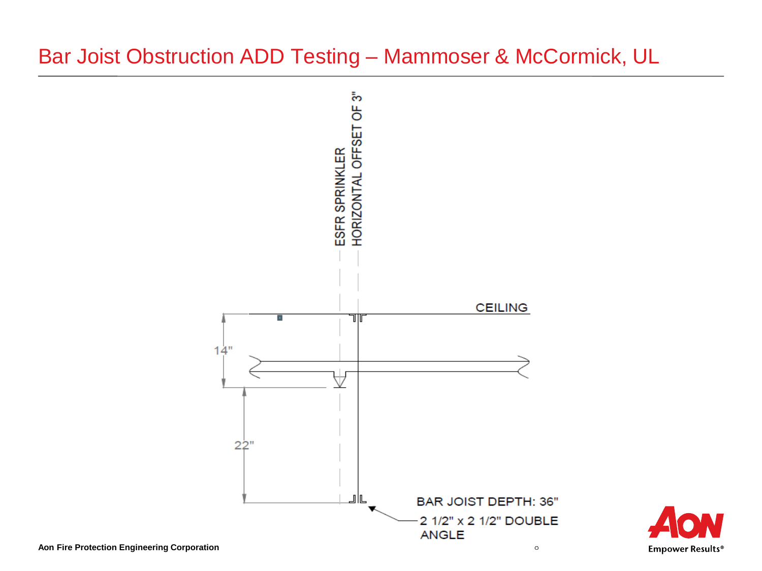# Bar Joist Obstruction ADD Testing – Mammoser & McCormick, UL

ESFR SPRINKLER

HORIZONTAL OFFSET OF 3"

CEILING

14"

22"

BAR JOIST DEPTH: 36"

2 1/2" x 2 1/2" DOUBLE ANGLE

Aon Fire Protection Engineering Corporation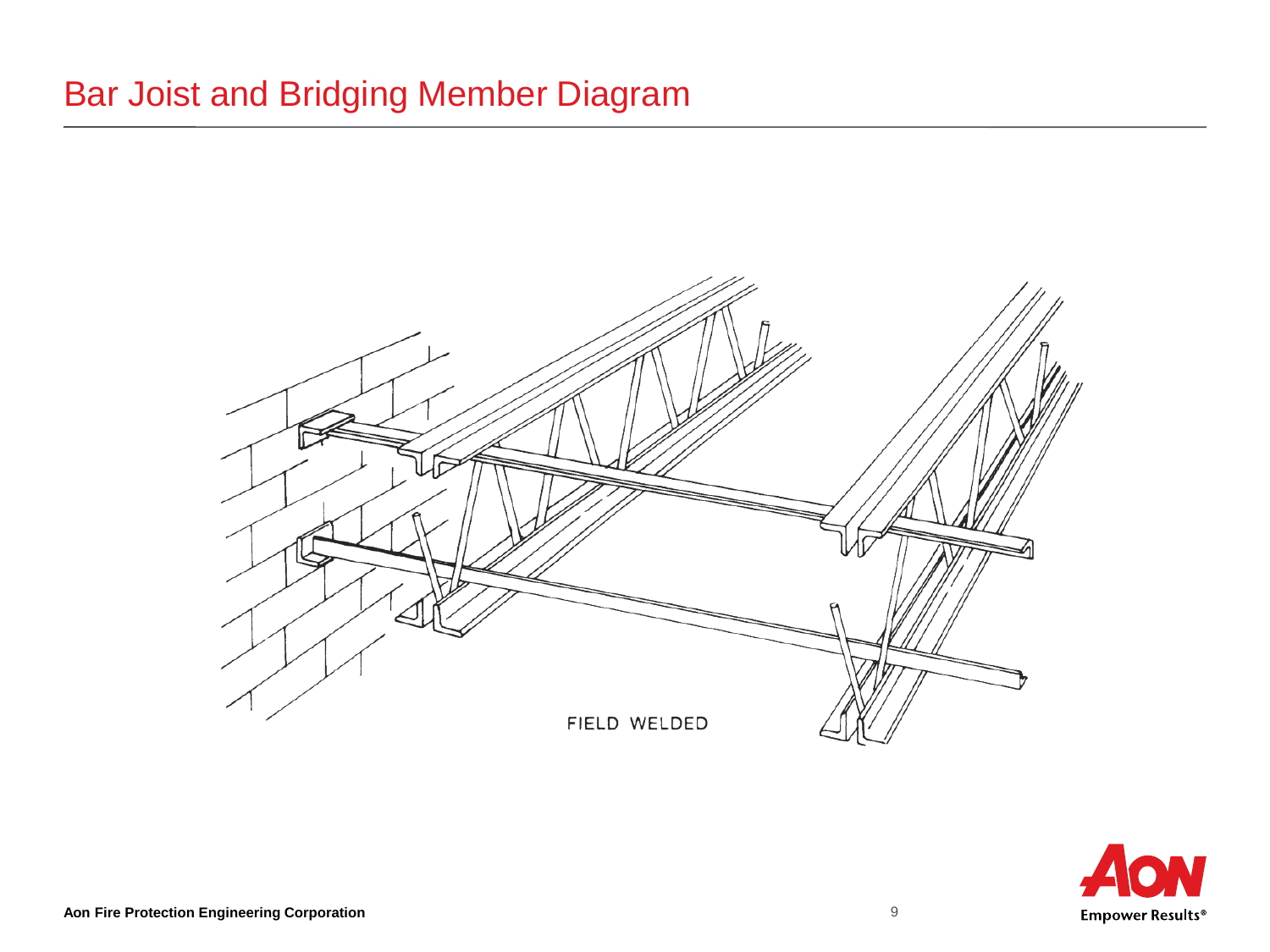# Bar Joist and Bridging Member Diagram

FIELD WELDED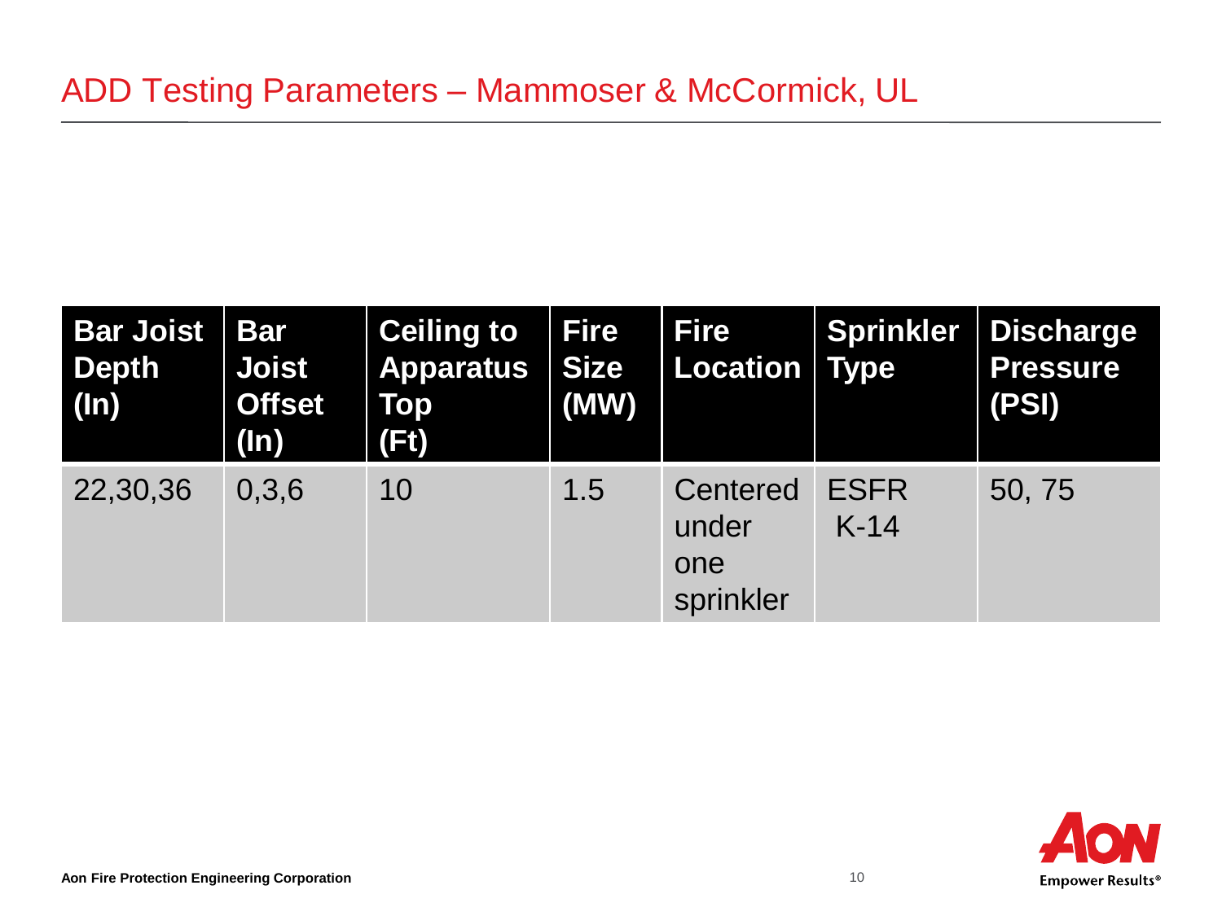# ADD Testing Parameters – Mammoser & McCormick, UL

| Bar Joist Depth (In) | Bar Joist Offset (In) | Ceiling to Apparatus Top (Ft) | Fire Size (MW) | Fire Location | Sprinkler Type | Discharge Pressure (PSI) |
|---|---|---|---|---|---|---|
| 22,30,36 | 0,3,6 | 10 | 1.5 | Centered under one sprinkler | ESFR K-14 | 50, 75 |

**Aon Fire Protection Engineering Corporation**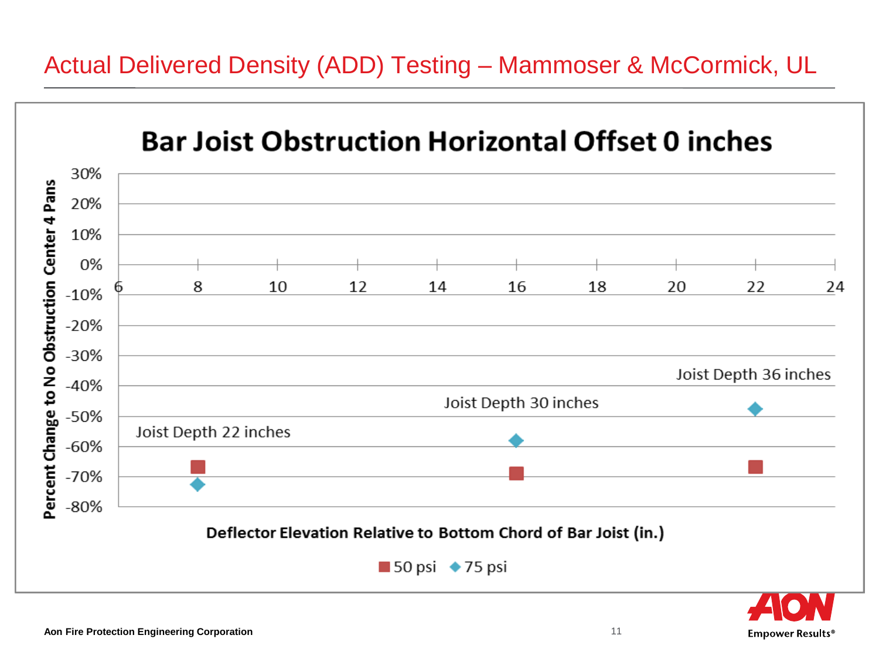# Actual Delivered Density (ADD) Testing – Mammoser & McCormick, UL

## Bar Joist Obstruction Horizontal Offset 0 inches

Percent Change to No Obstruction Center 4 Pans

Deflector Elevation Relative to Bottom Chord of Bar Joist (in.)

Joist Depth 22 inches

Joist Depth 30 inches

Joist Depth 36 inches

■ 50 psi ◆ 75 psi

Aon Fire Protection Engineering Corporation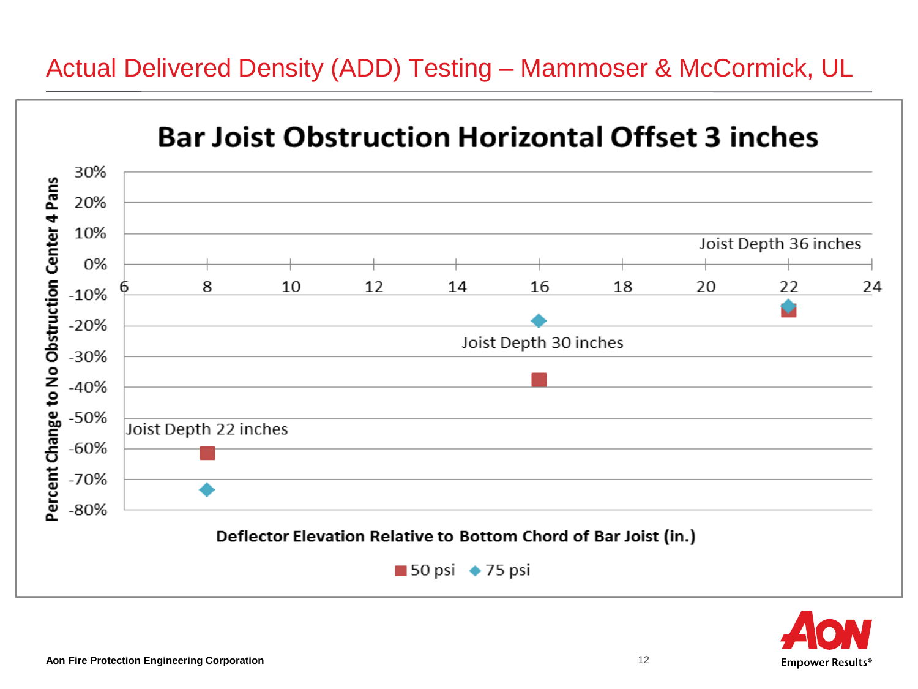# Actual Delivered Density (ADD) Testing – Mammoser & McCormick, UL

## Bar Joist Obstruction Horizontal Offset 3 inches

Percent Change to No Obstruction Center 4 Pans

30%
20%
10%
0%
-10%
-20%
-30%
-40%
-50%
-60%
-70%
-80%

6 8 10 12 14 16 18 20 22 24

Joist Depth 22 inches

Joist Depth 30 inches

Joist Depth 36 inches

**Deflector Elevation Relative to Bottom Chord of Bar Joist (in.)**

■ 50 psi ◆ 75 psi

Aon Fire Protection Engineering Corporation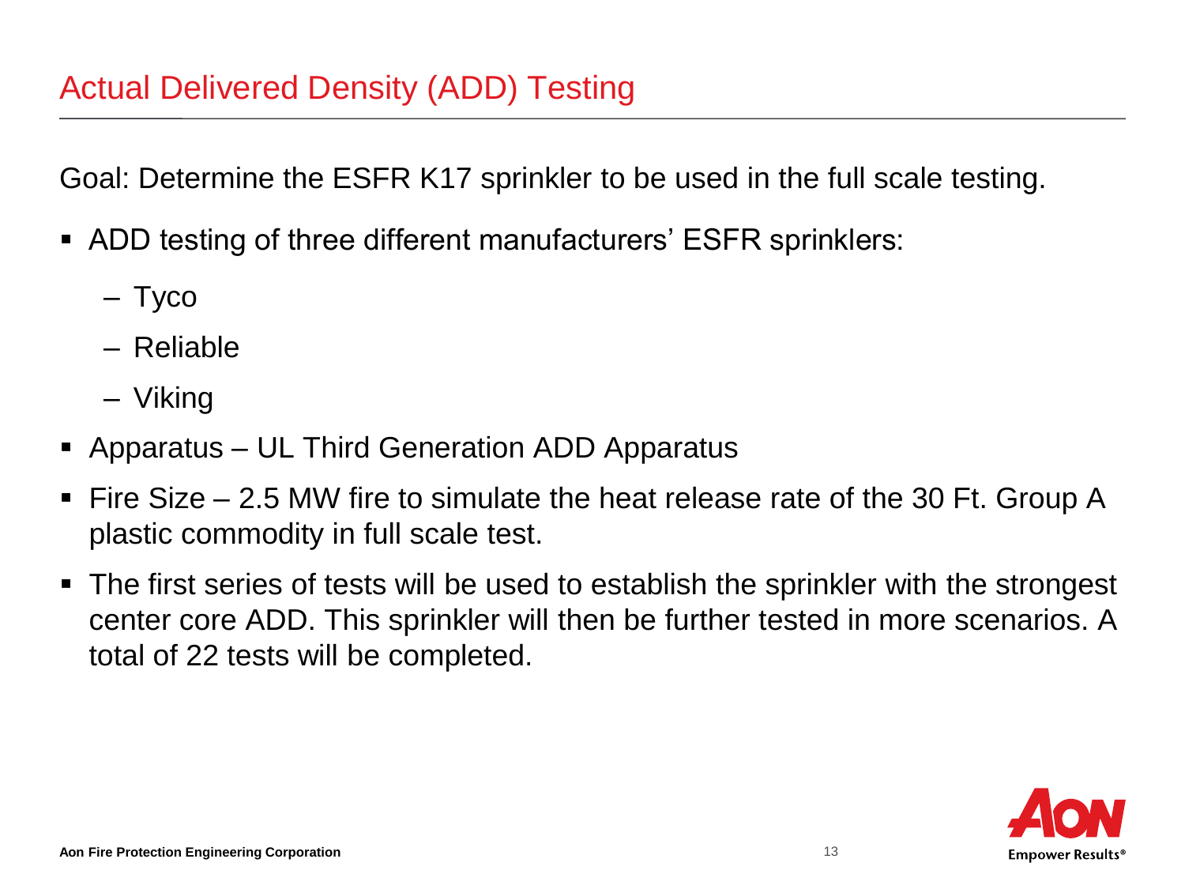# Actual Delivered Density (ADD) Testing

Goal: Determine the ESFR K17 sprinkler to be used in the full scale testing.

- ADD testing of three different manufacturers' ESFR sprinklers:
  - Tyco
  - Reliable
  - Viking
- Apparatus – UL Third Generation ADD Apparatus
- Fire Size – 2.5 MW fire to simulate the heat release rate of the 30 Ft. Group A plastic commodity in full scale test.
- The first series of tests will be used to establish the sprinkler with the strongest center core ADD. This sprinkler will then be further tested in more scenarios. A total of 22 tests will be completed.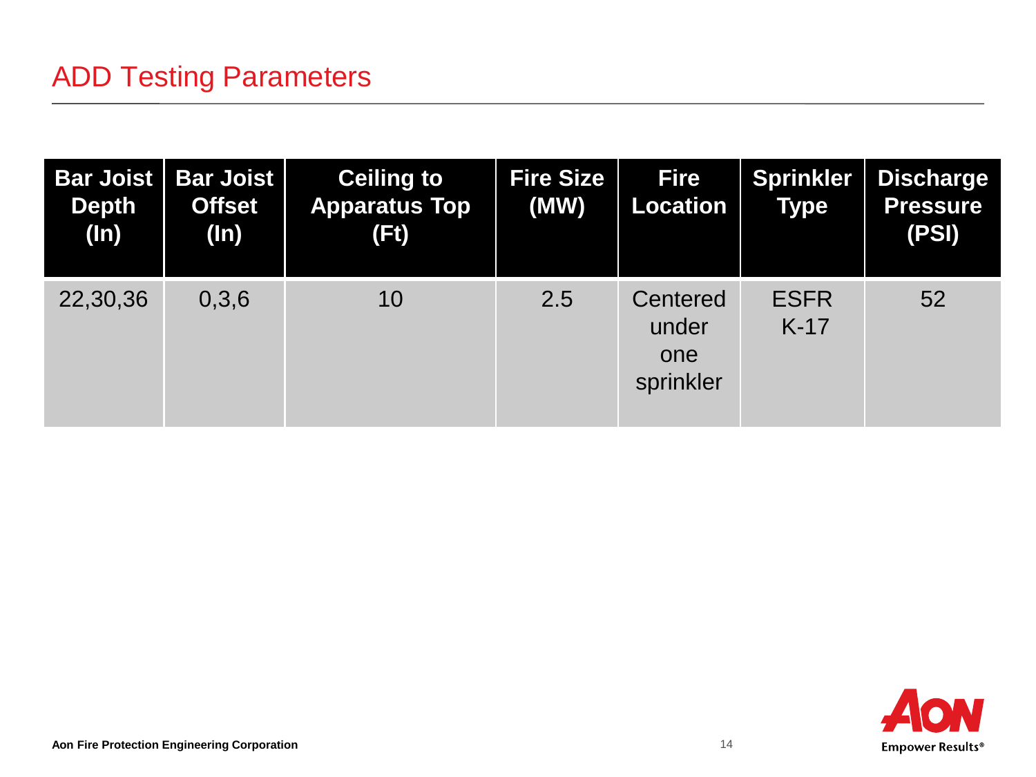# ADD Testing Parameters

| Bar Joist Depth (In) | Bar Joist Offset (In) | Ceiling to Apparatus Top (Ft) | Fire Size (MW) | Fire Location | Sprinkler Type | Discharge Pressure (PSI) |
|---|---|---|---|---|---|---|
| 22,30,36 | 0,3,6 | 10 | 2.5 | Centered under one sprinkler | ESFR K-17 | 52 |

**Aon Fire Protection Engineering Corporation**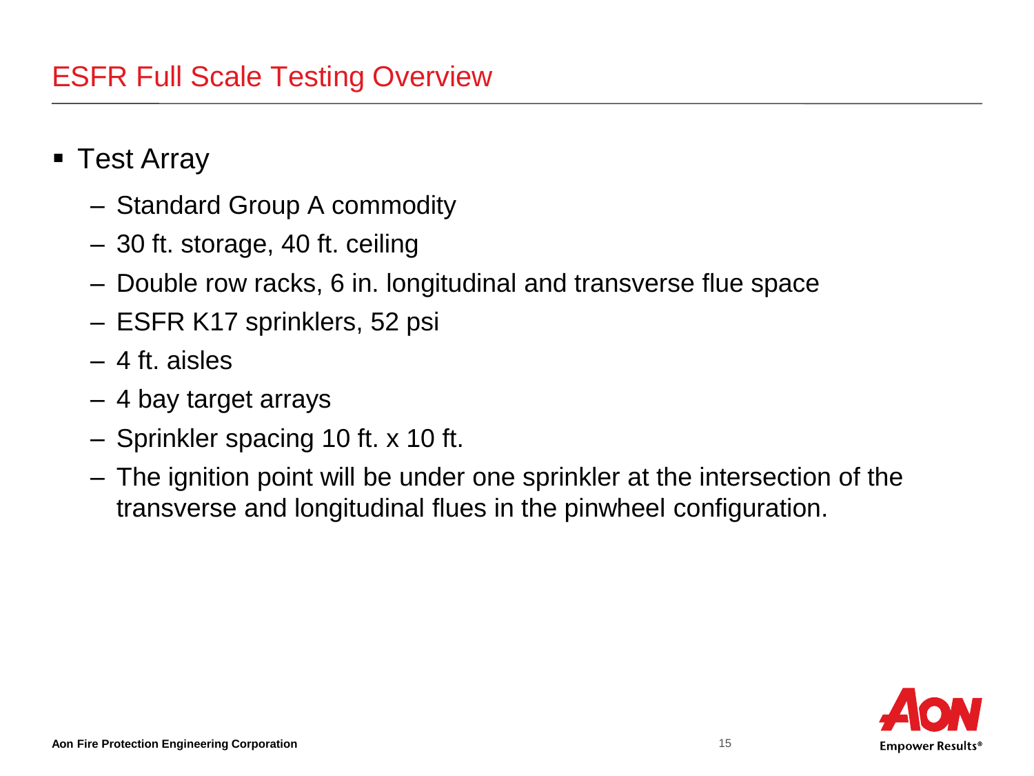# ESFR Full Scale Testing Overview

- Test Array
  - Standard Group A commodity
  - 30 ft. storage, 40 ft. ceiling
  - Double row racks, 6 in. longitudinal and transverse flue space
  - ESFR K17 sprinklers, 52 psi
  - 4 ft. aisles
  - 4 bay target arrays
  - Sprinkler spacing 10 ft. x 10 ft.
  - The ignition point will be under one sprinkler at the intersection of the transverse and longitudinal flues in the pinwheel configuration.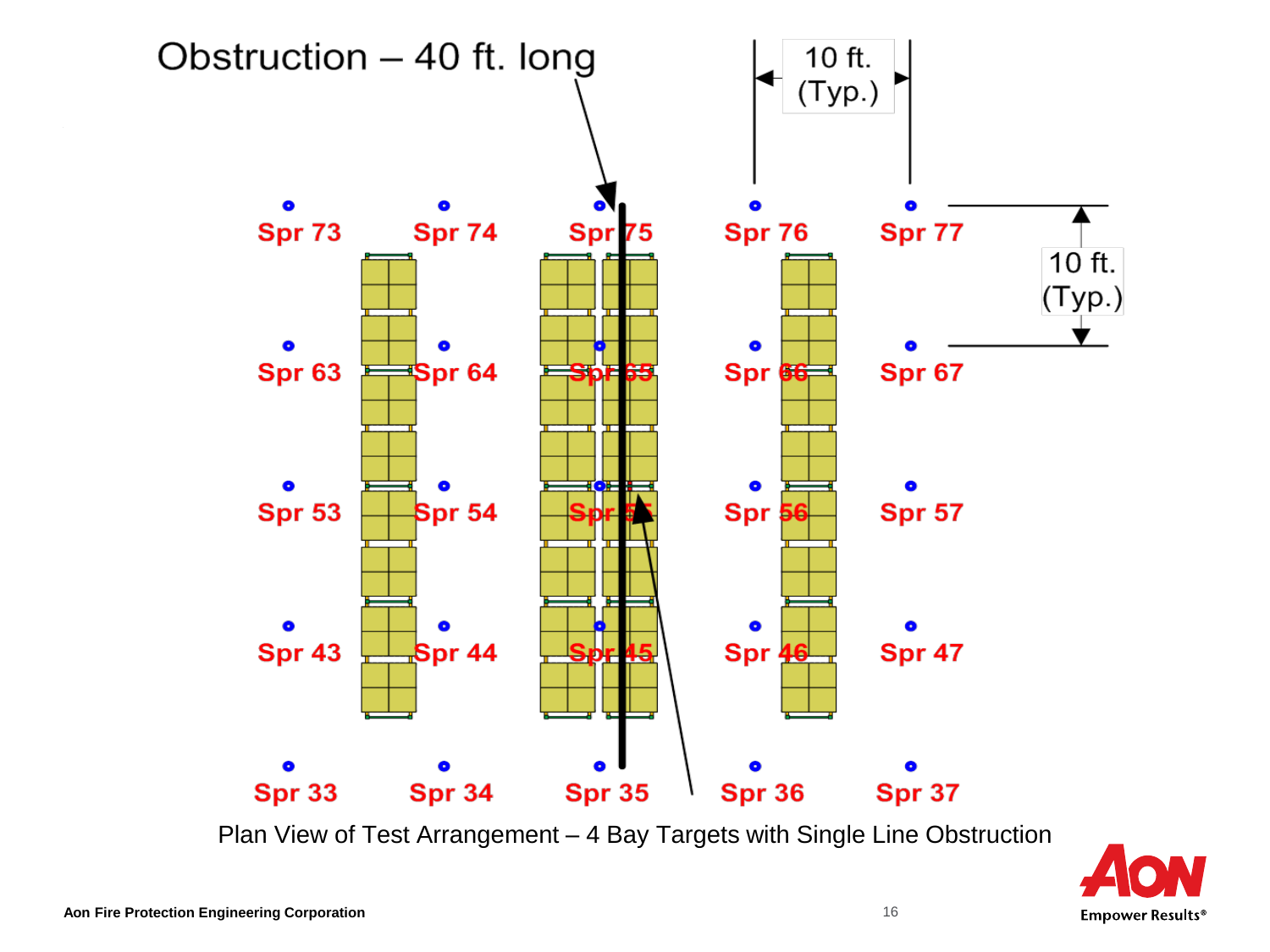Obstruction – 40 ft. long

10 ft. (Typ.)

10 ft. (Typ.)

Spr 73 Spr 74 Spr 75 Spr 76 Spr 77

Spr 63 Spr 64 Spr 65 Spr 66 Spr 67

Spr 53 Spr 54 Spr 55 Spr 56 Spr 57

Spr 43 Spr 44 Spr 45 Spr 46 Spr 47

Spr 33 Spr 34 Spr 35 Spr 36 Spr 37

Plan View of Test Arrangement – 4 Bay Targets with Single Line Obstruction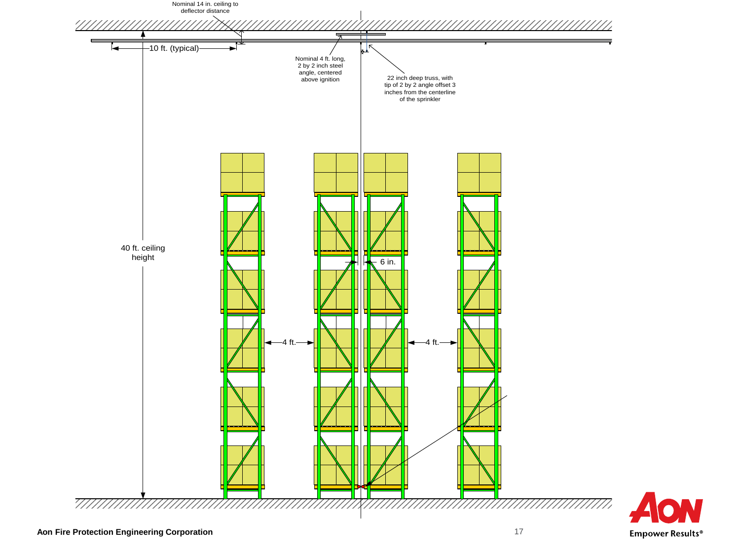Nominal 14 in. ceiling to deflector distance

10 ft. (typical)

Nominal 4 ft. long, 2 by 2 inch steel angle, centered above ignition

22 inch deep truss, with tip of 2 by 2 angle offset 3 inches from the centerline of the sprinkler

40 ft. ceiling height

6 in.

4 ft.

4 ft.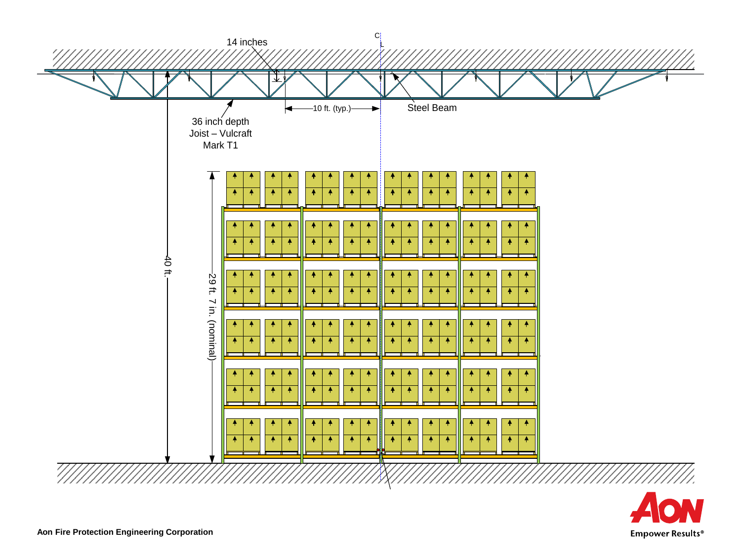14 inches

C
L

Steel Beam

10 ft. (typ.)

36 inch depth
Joist – Vulcraft
Mark T1

40 ft.

29 ft. 7 in. (nominal)

Aon Fire Protection Engineering Corporation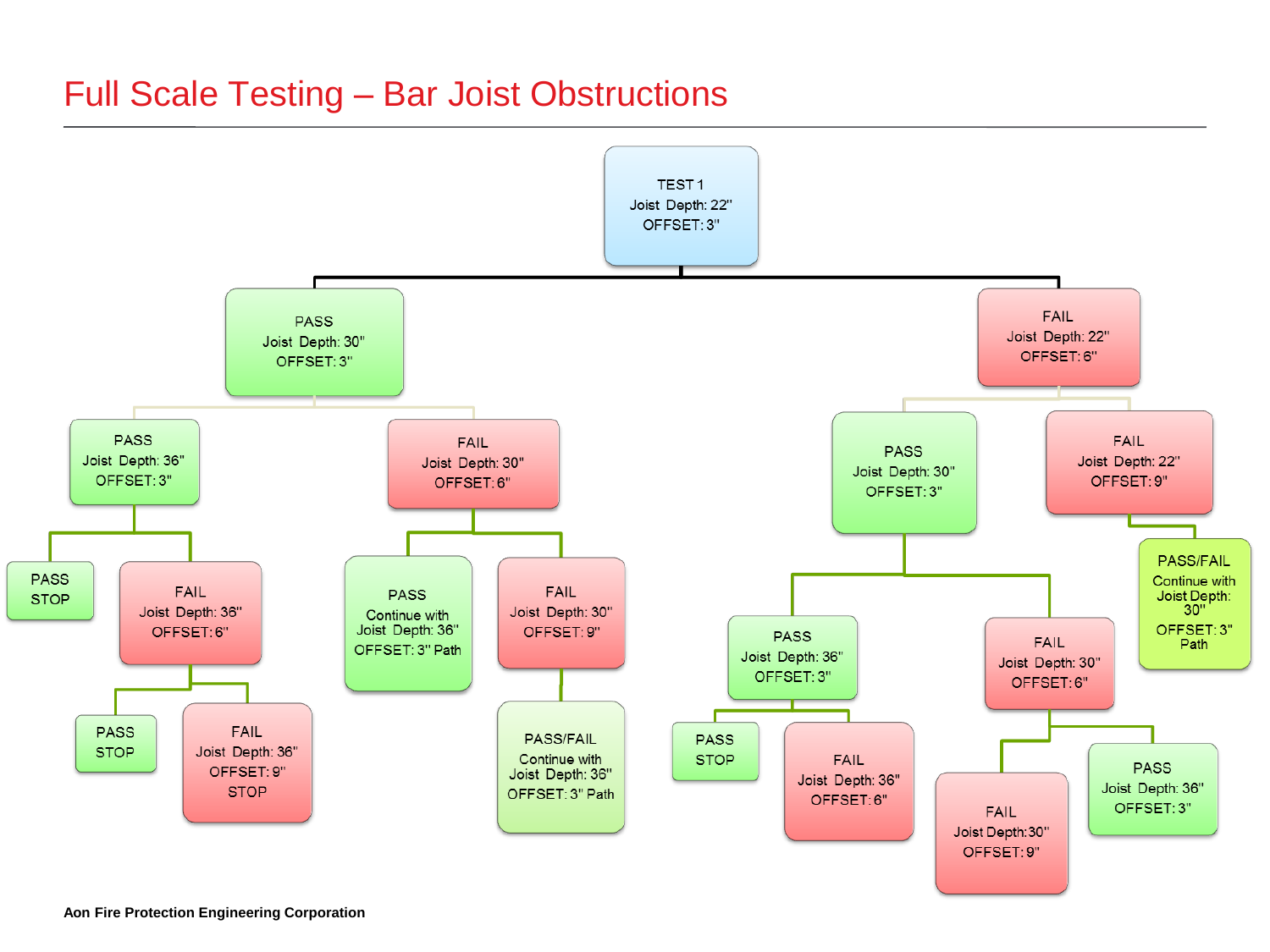# Full Scale Testing – Bar Joist Obstructions

- **TEST 1** — Joist Depth: 22" — OFFSET: 3"
  - **PASS** — Joist Depth: 30" — OFFSET: 3"
    - **PASS** — Joist Depth: 36" — OFFSET: 3"
      - PASS — STOP
      - **FAIL** — Joist Depth: 36" — OFFSET: 6"
        - PASS — STOP
        - FAIL — Joist Depth: 36" — OFFSET: 9" — STOP
    - **FAIL** — Joist Depth: 30" — OFFSET: 6"
      - PASS — Continue with Joist Depth: 36" OFFSET: 3" Path
      - **FAIL** — Joist Depth: 30" — OFFSET: 9"
        - PASS/FAIL — Continue with Joist Depth: 36" OFFSET: 3" Path
  - **FAIL** — Joist Depth: 22" — OFFSET: 6"
    - **PASS** — Joist Depth: 30" — OFFSET: 3"
      - **PASS** — Joist Depth: 36" — OFFSET: 3"
        - PASS — STOP
        - FAIL — Joist Depth: 36" — OFFSET: 6"
      - **FAIL** — Joist Depth: 30" — OFFSET: 6"
        - FAIL — Joist Depth: 30" — OFFSET: 9"
        - PASS — Joist Depth: 36" — OFFSET: 3"
    - **FAIL** — Joist Depth: 22" — OFFSET: 9"
      - PASS/FAIL — Continue with Joist Depth: 30" OFFSET: 3" Path

Aon Fire Protection Engineering Corporation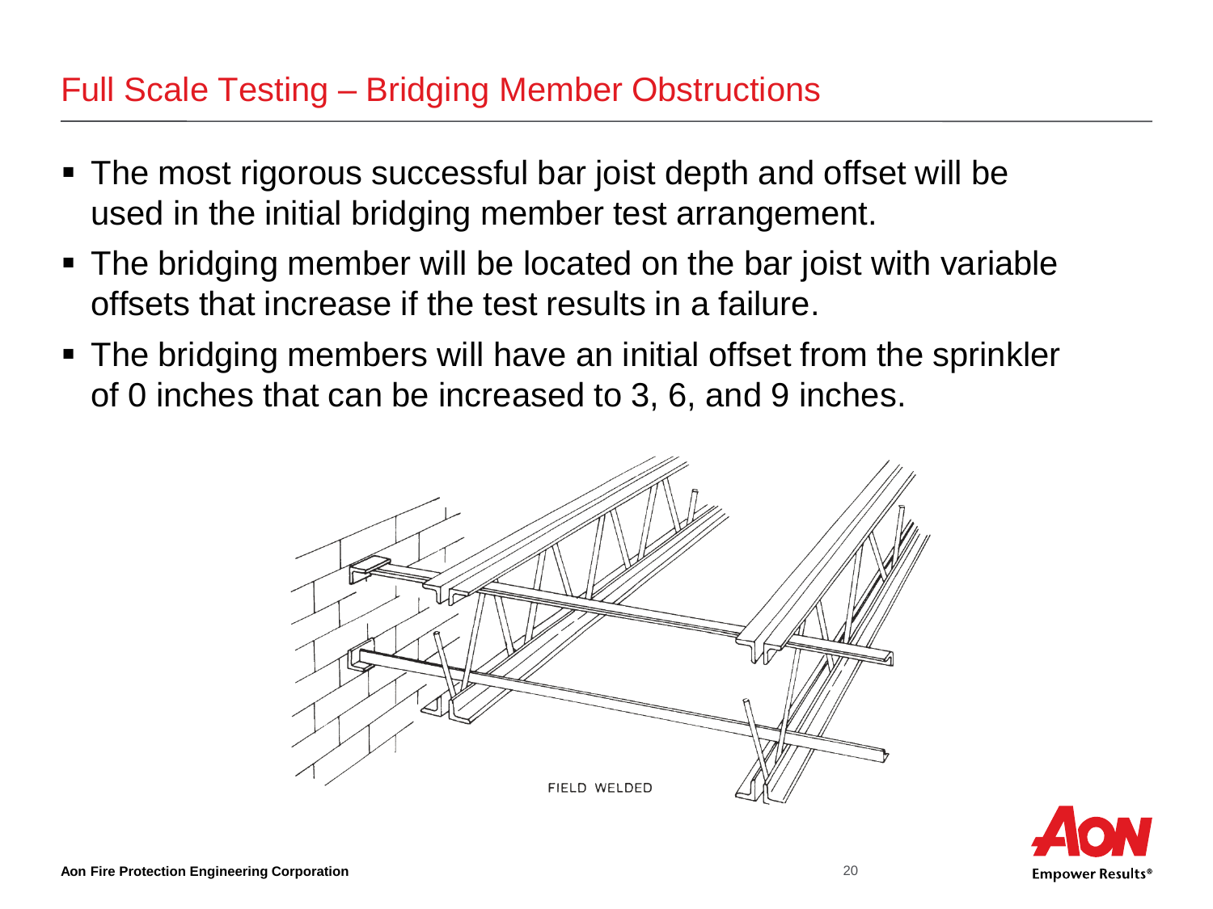## Full Scale Testing – Bridging Member Obstructions

- The most rigorous successful bar joist depth and offset will be used in the initial bridging member test arrangement.
- The bridging member will be located on the bar joist with variable offsets that increase if the test results in a failure.
- The bridging members will have an initial offset from the sprinkler of 0 inches that can be increased to 3, 6, and 9 inches.

FIELD WELDED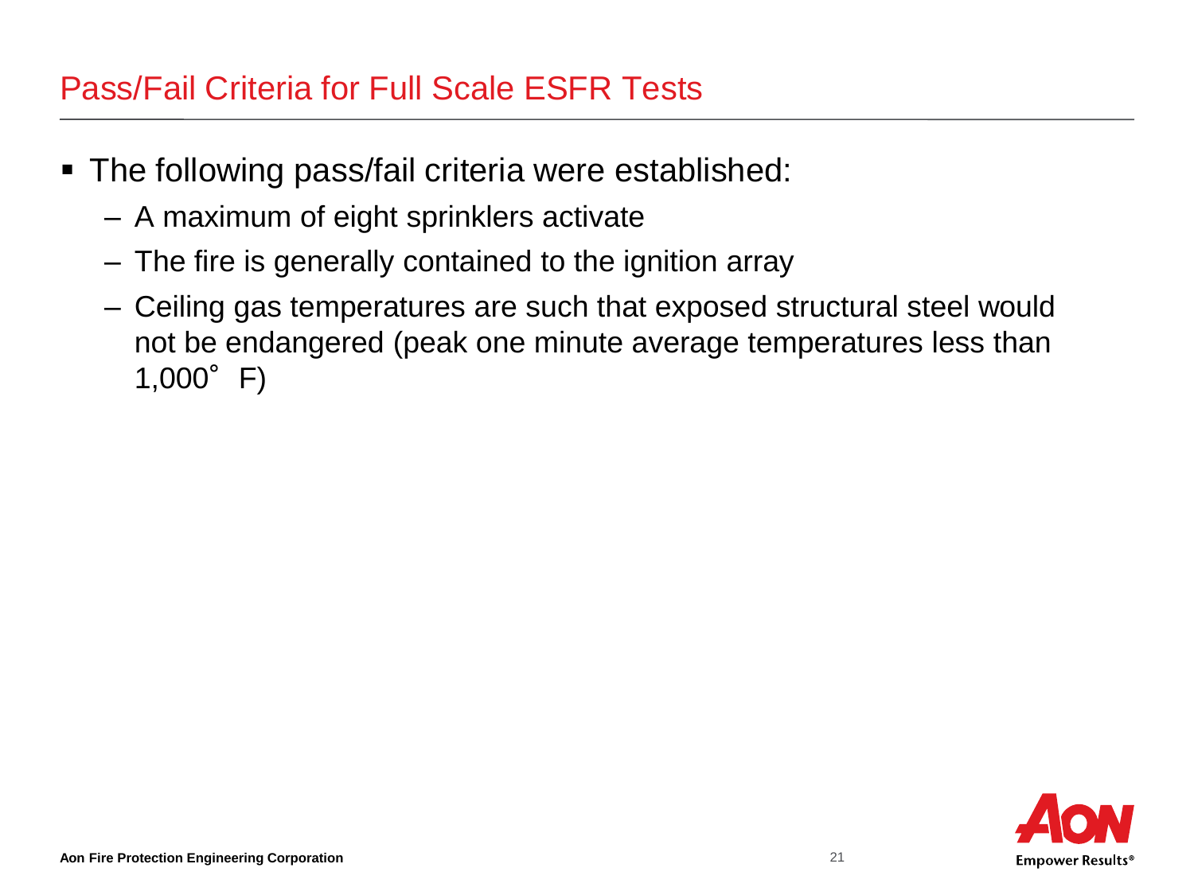# Pass/Fail Criteria for Full Scale ESFR Tests

- The following pass/fail criteria were established:
  - A maximum of eight sprinklers activate
  - The fire is generally contained to the ignition array
  - Ceiling gas temperatures are such that exposed structural steel would not be endangered (peak one minute average temperatures less than 1,000° F)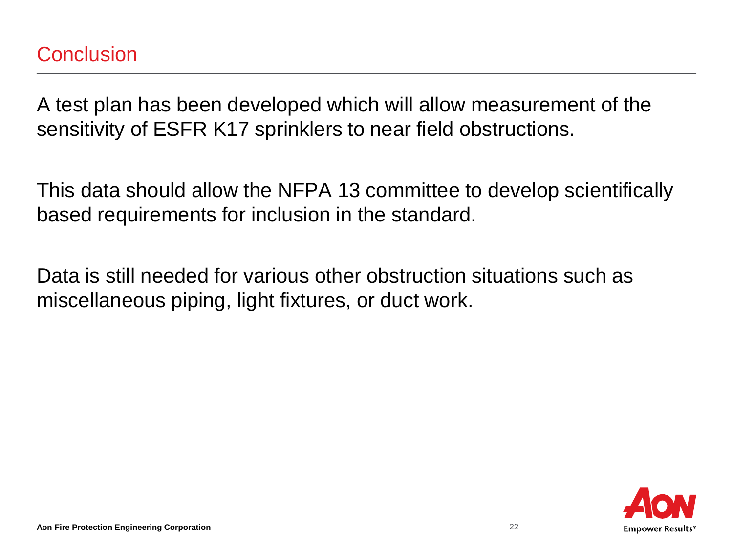# Conclusion

A test plan has been developed which will allow measurement of the sensitivity of ESFR K17 sprinklers to near field obstructions.

This data should allow the NFPA 13 committee to develop scientifically based requirements for inclusion in the standard.

Data is still needed for various other obstruction situations such as miscellaneous piping, light fixtures, or duct work.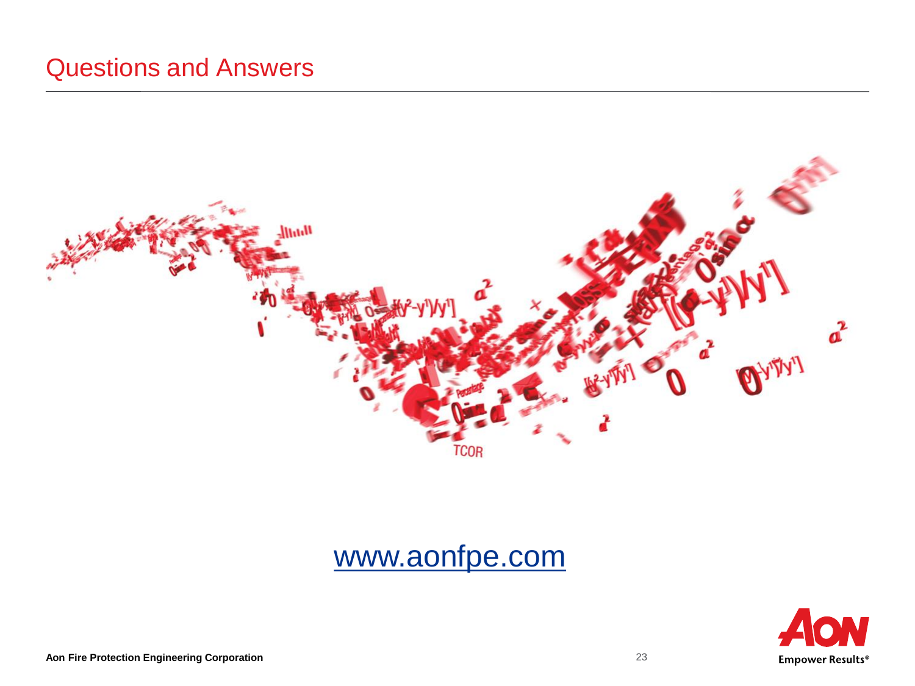# Questions and Answers

www.aonfpe.com